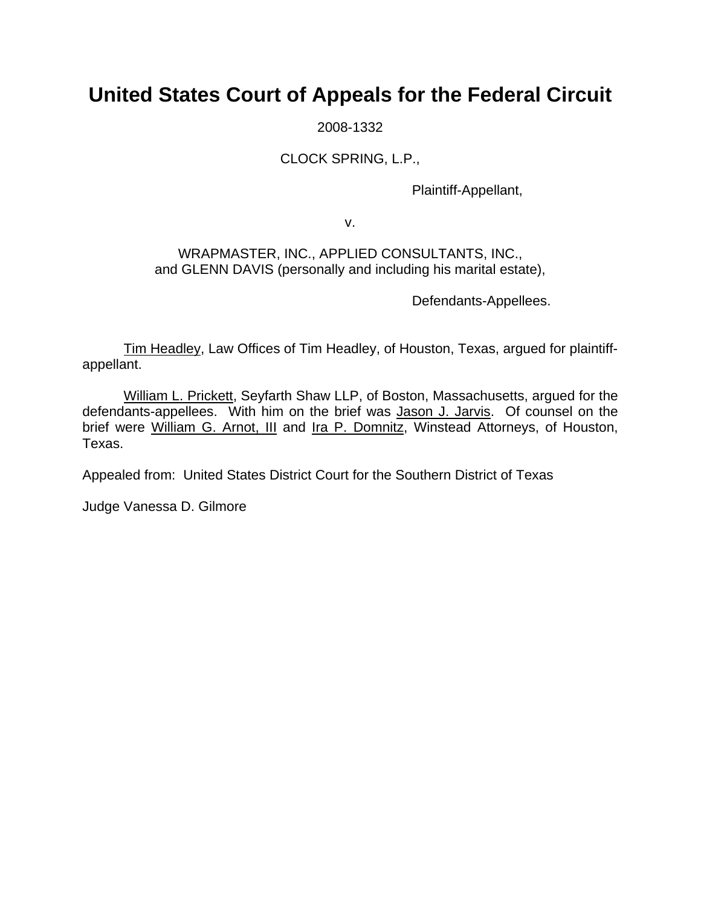# United States Court of Appeals for the Federal Circuit

2008-1332

CLOCK SPRING, L.P.,

Plaintiff-Appellant,

v.

WRAPMASTER, INC., APPLIED CONSULTANTS, INC., and GLENN DAVIS (personally and including his marital estate),

Defendants-Appellees.

Tim Headley, Law Offices of Tim Headley, of Houston, Texas, argued for plaintiff-appellant.

William L. Prickett, Seyfarth Shaw LLP, of Boston, Massachusetts, argued for the defendants-appellees. With him on the brief was Jason J. Jarvis. Of counsel on the brief were William G. Arnot, III and Ira P. Domnitz, Winstead Attorneys, of Houston, Texas.

Appealed from: United States District Court for the Southern District of Texas

Judge Vanessa D. Gilmore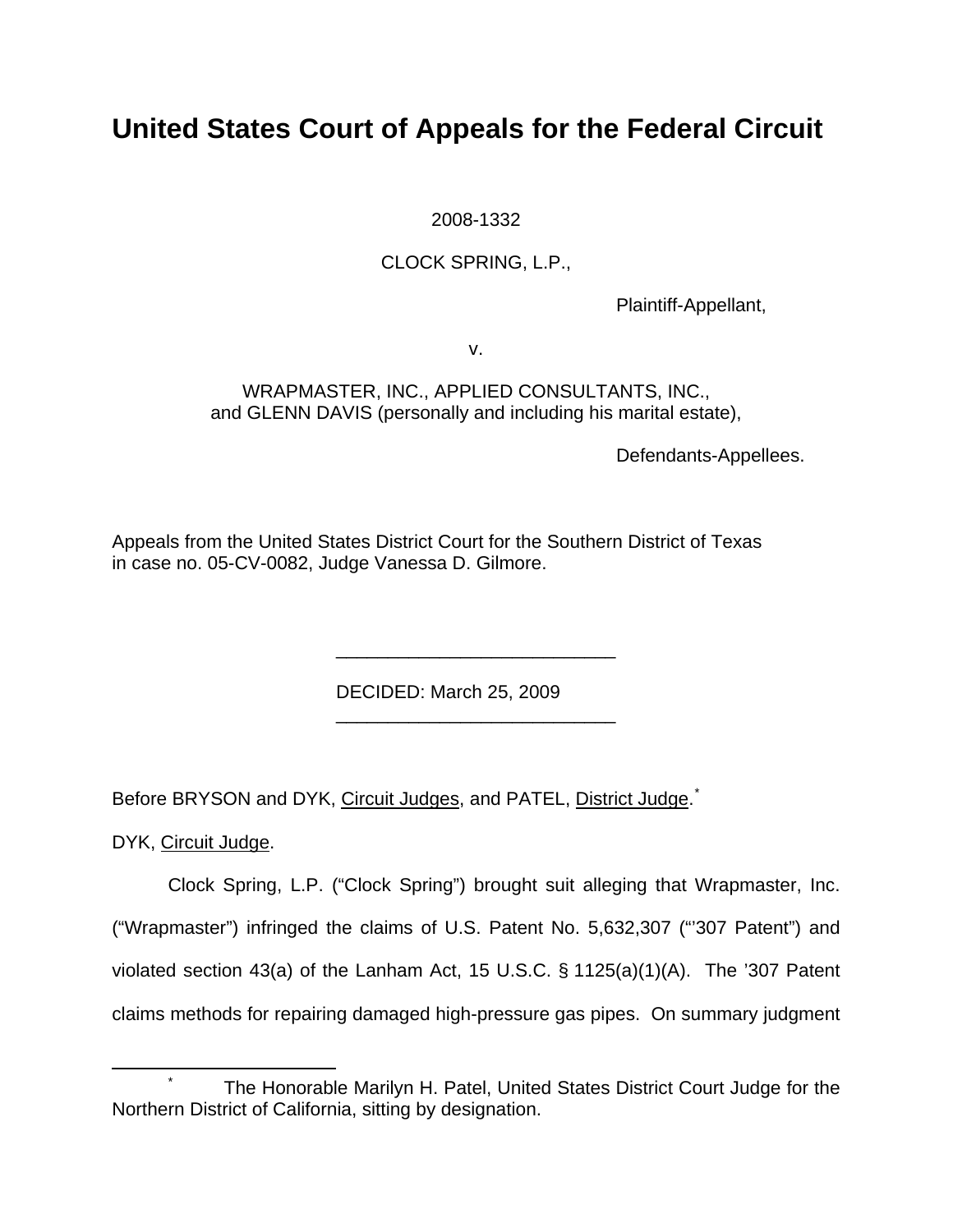# United States Court of Appeals for the Federal Circuit

2008-1332

CLOCK SPRING, L.P.,

Plaintiff-Appellant,

v.

WRAPMASTER, INC., APPLIED CONSULTANTS, INC.,
and GLENN DAVIS (personally and including his marital estate),

Defendants-Appellees.

Appeals from the United States District Court for the Southern District of Texas in case no. 05-CV-0082, Judge Vanessa D. Gilmore.

---

DECIDED: March 25, 2009

---

Before BRYSON and DYK, Circuit Judges, and PATEL, District Judge.[*]

DYK, Circuit Judge.

Clock Spring, L.P. ("Clock Spring") brought suit alleging that Wrapmaster, Inc. ("Wrapmaster") infringed the claims of U.S. Patent No. 5,632,307 ("'307 Patent") and violated section 43(a) of the Lanham Act, 15 U.S.C. § 1125(a)(1)(A). The '307 Patent claims methods for repairing damaged high-pressure gas pipes. On summary judgment

---

[*] The Honorable Marilyn H. Patel, United States District Court Judge for the Northern District of California, sitting by designation.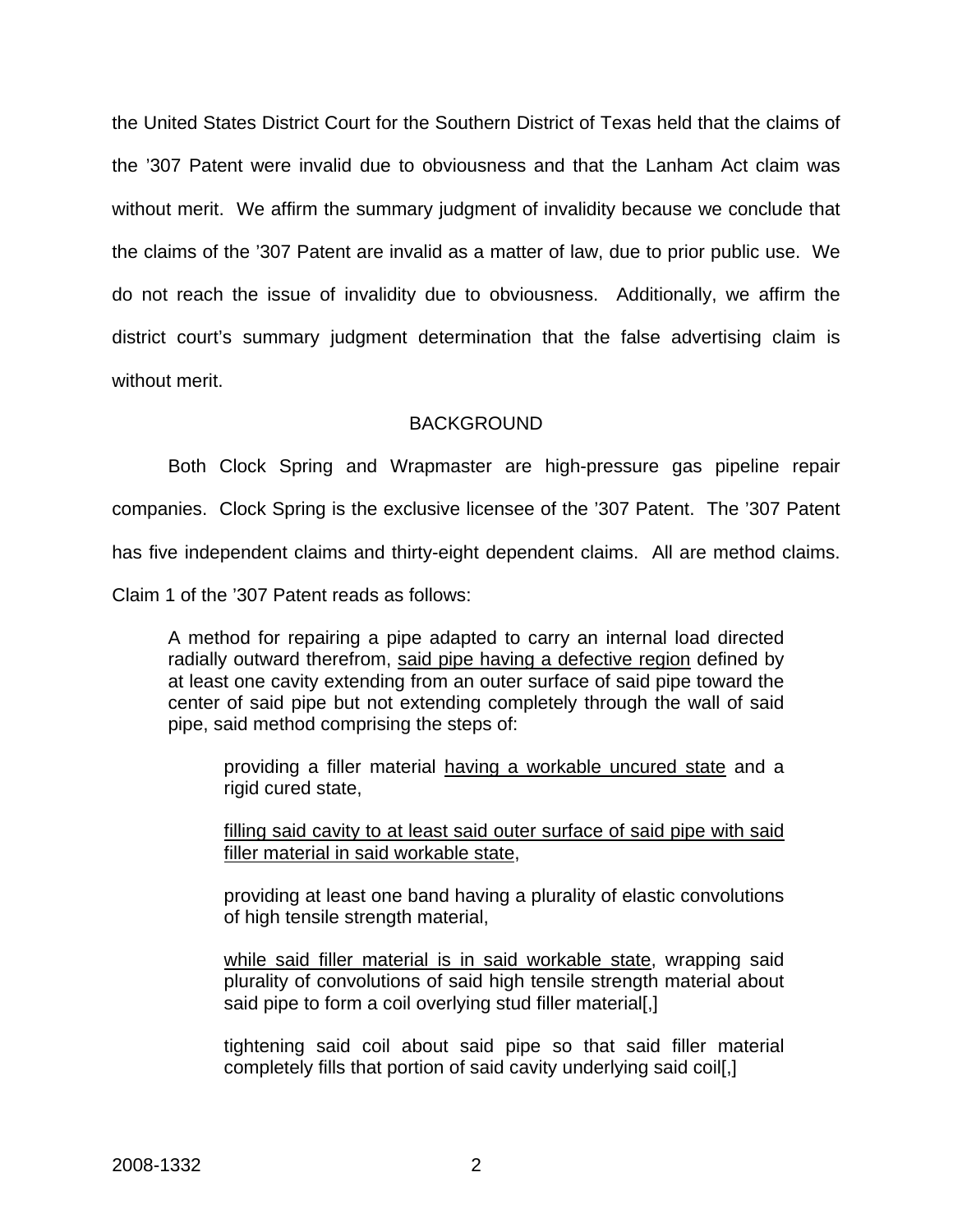the United States District Court for the Southern District of Texas held that the claims of the ’307 Patent were invalid due to obviousness and that the Lanham Act claim was without merit. We affirm the summary judgment of invalidity because we conclude that the claims of the ’307 Patent are invalid as a matter of law, due to prior public use. We do not reach the issue of invalidity due to obviousness. Additionally, we affirm the district court’s summary judgment determination that the false advertising claim is without merit.

## BACKGROUND

Both Clock Spring and Wrapmaster are high-pressure gas pipeline repair companies. Clock Spring is the exclusive licensee of the ’307 Patent. The ’307 Patent has five independent claims and thirty-eight dependent claims. All are method claims. Claim 1 of the ’307 Patent reads as follows:

> A method for repairing a pipe adapted to carry an internal load directed radially outward therefrom, <u>said pipe having a defective region</u> defined by at least one cavity extending from an outer surface of said pipe toward the center of said pipe but not extending completely through the wall of said pipe, said method comprising the steps of:
>
> > providing a filler material <u>having a workable uncured state</u> and a rigid cured state,
> >
> > <u>filling said cavity to at least said outer surface of said pipe with said filler material in said workable state</u>,
> >
> > providing at least one band having a plurality of elastic convolutions of high tensile strength material,
> >
> > <u>while said filler material is in said workable state</u>, wrapping said plurality of convolutions of said high tensile strength material about said pipe to form a coil overlying stud filler material[,]
> >
> > tightening said coil about said pipe so that said filler material completely fills that portion of said cavity underlying said coil[,]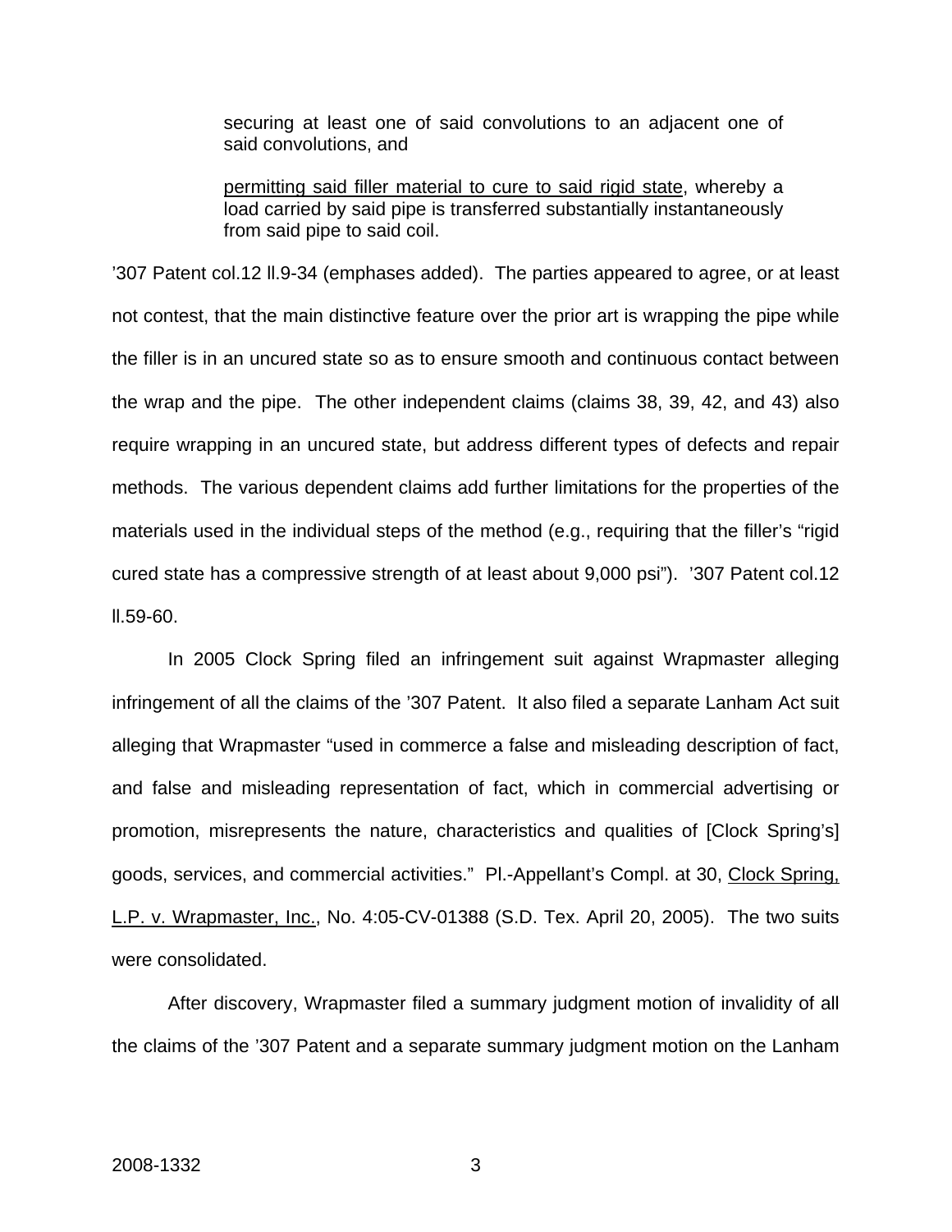> securing at least one of said convolutions to an adjacent one of said convolutions, and
>
> <u>permitting said filler material to cure to said rigid state</u>, whereby a load carried by said pipe is transferred substantially instantaneously from said pipe to said coil.

'307 Patent col.12 ll.9-34 (emphases added). The parties appeared to agree, or at least not contest, that the main distinctive feature over the prior art is wrapping the pipe while the filler is in an uncured state so as to ensure smooth and continuous contact between the wrap and the pipe. The other independent claims (claims 38, 39, 42, and 43) also require wrapping in an uncured state, but address different types of defects and repair methods. The various dependent claims add further limitations for the properties of the materials used in the individual steps of the method (e.g., requiring that the filler's "rigid cured state has a compressive strength of at least about 9,000 psi"). '307 Patent col.12 ll.59-60.

In 2005 Clock Spring filed an infringement suit against Wrapmaster alleging infringement of all the claims of the '307 Patent. It also filed a separate Lanham Act suit alleging that Wrapmaster "used in commerce a false and misleading description of fact, and false and misleading representation of fact, which in commercial advertising or promotion, misrepresents the nature, characteristics and qualities of [Clock Spring's] goods, services, and commercial activities." Pl.-Appellant's Compl. at 30, <u>Clock Spring, L.P. v. Wrapmaster, Inc.</u>, No. 4:05-CV-01388 (S.D. Tex. April 20, 2005). The two suits were consolidated.

After discovery, Wrapmaster filed a summary judgment motion of invalidity of all the claims of the '307 Patent and a separate summary judgment motion on the Lanham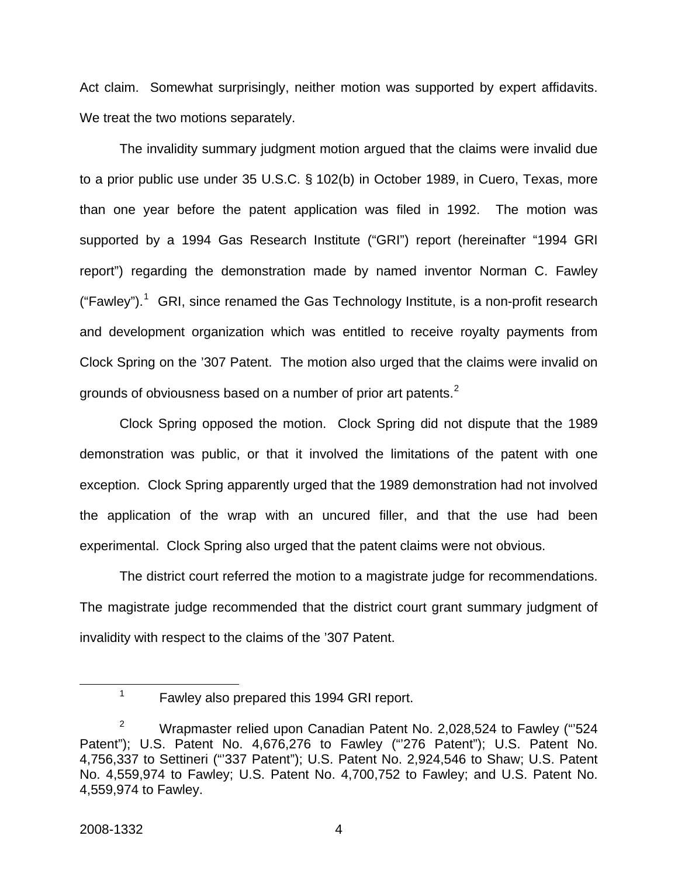Act claim. Somewhat surprisingly, neither motion was supported by expert affidavits. We treat the two motions separately.

The invalidity summary judgment motion argued that the claims were invalid due to a prior public use under 35 U.S.C. § 102(b) in October 1989, in Cuero, Texas, more than one year before the patent application was filed in 1992. The motion was supported by a 1994 Gas Research Institute ("GRI") report (hereinafter "1994 GRI report") regarding the demonstration made by named inventor Norman C. Fawley ("Fawley").[1] GRI, since renamed the Gas Technology Institute, is a non-profit research and development organization which was entitled to receive royalty payments from Clock Spring on the '307 Patent. The motion also urged that the claims were invalid on grounds of obviousness based on a number of prior art patents.[2]

Clock Spring opposed the motion. Clock Spring did not dispute that the 1989 demonstration was public, or that it involved the limitations of the patent with one exception. Clock Spring apparently urged that the 1989 demonstration had not involved the application of the wrap with an uncured filler, and that the use had been experimental. Clock Spring also urged that the patent claims were not obvious.

The district court referred the motion to a magistrate judge for recommendations. The magistrate judge recommended that the district court grant summary judgment of invalidity with respect to the claims of the '307 Patent.

---

[1] Fawley also prepared this 1994 GRI report.

[2] Wrapmaster relied upon Canadian Patent No. 2,028,524 to Fawley ("'524 Patent"); U.S. Patent No. 4,676,276 to Fawley ("'276 Patent"); U.S. Patent No. 4,756,337 to Settineri ("'337 Patent"); U.S. Patent No. 2,924,546 to Shaw; U.S. Patent No. 4,559,974 to Fawley; U.S. Patent No. 4,700,752 to Fawley; and U.S. Patent No. 4,559,974 to Fawley.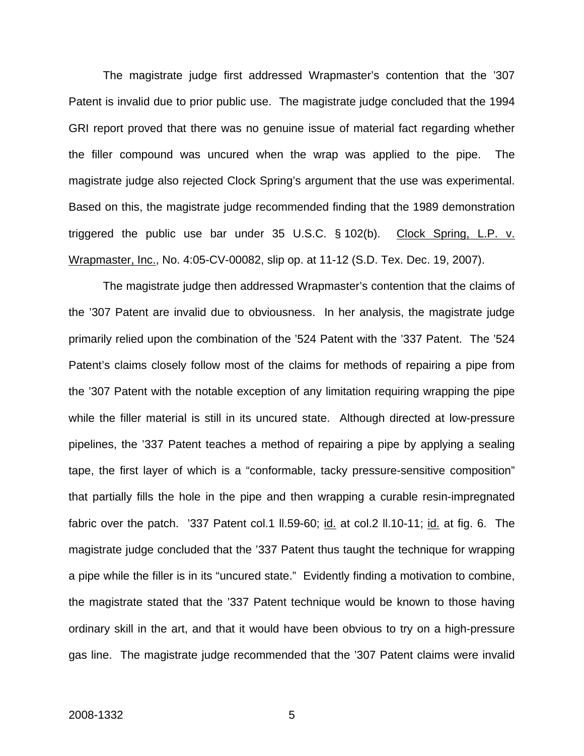The magistrate judge first addressed Wrapmaster's contention that the '307 Patent is invalid due to prior public use. The magistrate judge concluded that the 1994 GRI report proved that there was no genuine issue of material fact regarding whether the filler compound was uncured when the wrap was applied to the pipe. The magistrate judge also rejected Clock Spring's argument that the use was experimental. Based on this, the magistrate judge recommended finding that the 1989 demonstration triggered the public use bar under 35 U.S.C. § 102(b). Clock Spring, L.P. v. Wrapmaster, Inc., No. 4:05-CV-00082, slip op. at 11-12 (S.D. Tex. Dec. 19, 2007).

The magistrate judge then addressed Wrapmaster's contention that the claims of the '307 Patent are invalid due to obviousness. In her analysis, the magistrate judge primarily relied upon the combination of the '524 Patent with the '337 Patent. The '524 Patent's claims closely follow most of the claims for methods of repairing a pipe from the '307 Patent with the notable exception of any limitation requiring wrapping the pipe while the filler material is still in its uncured state. Although directed at low-pressure pipelines, the '337 Patent teaches a method of repairing a pipe by applying a sealing tape, the first layer of which is a "conformable, tacky pressure-sensitive composition" that partially fills the hole in the pipe and then wrapping a curable resin-impregnated fabric over the patch. '337 Patent col.1 ll.59-60; id. at col.2 ll.10-11; id. at fig. 6. The magistrate judge concluded that the '337 Patent thus taught the technique for wrapping a pipe while the filler is in its "uncured state." Evidently finding a motivation to combine, the magistrate stated that the '337 Patent technique would be known to those having ordinary skill in the art, and that it would have been obvious to try on a high-pressure gas line. The magistrate judge recommended that the '307 Patent claims were invalid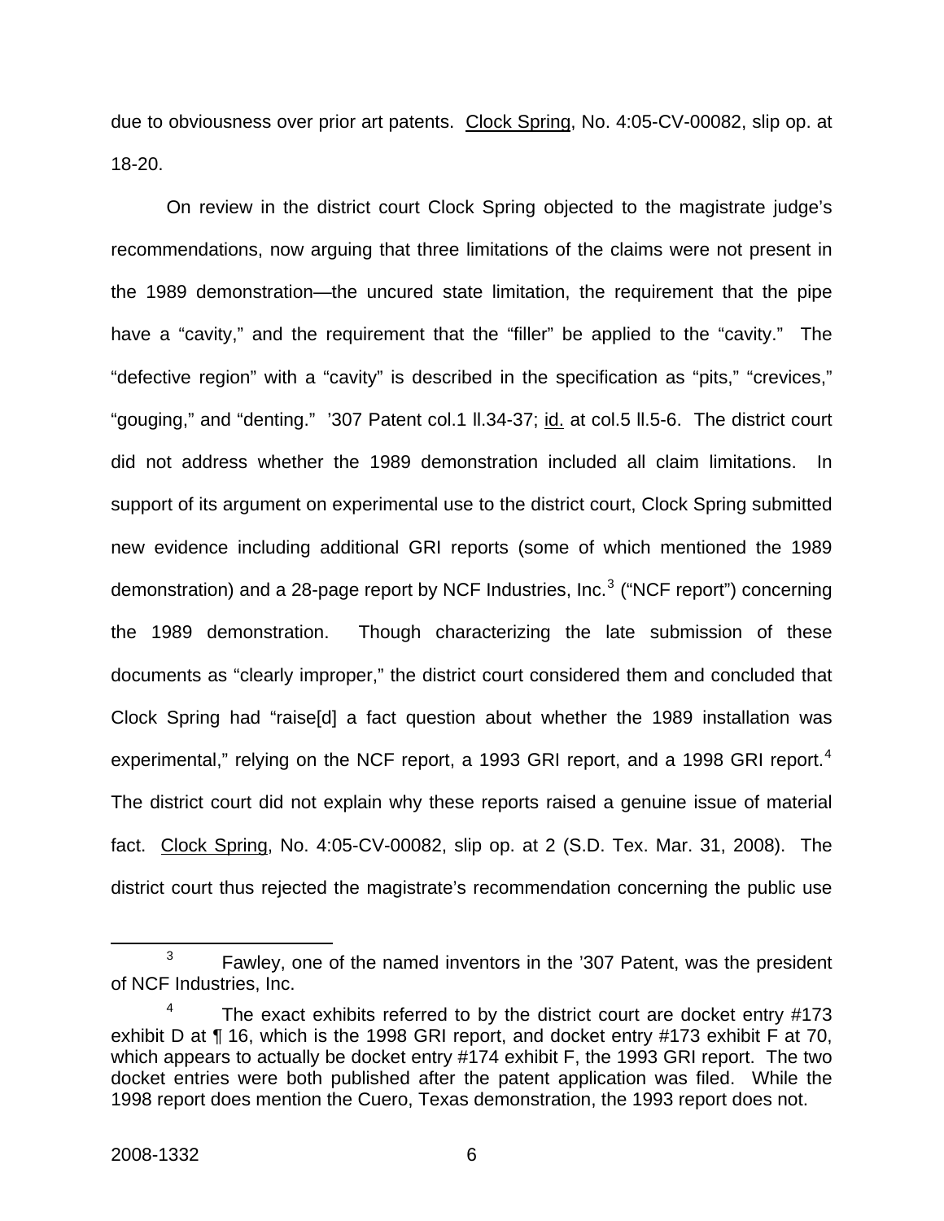due to obviousness over prior art patents. Clock Spring, No. 4:05-CV-00082, slip op. at 18-20.

On review in the district court Clock Spring objected to the magistrate judge's recommendations, now arguing that three limitations of the claims were not present in the 1989 demonstration—the uncured state limitation, the requirement that the pipe have a "cavity," and the requirement that the "filler" be applied to the "cavity." The "defective region" with a "cavity" is described in the specification as "pits," "crevices," "gouging," and "denting." '307 Patent col.1 ll.34-37; id. at col.5 ll.5-6. The district court did not address whether the 1989 demonstration included all claim limitations. In support of its argument on experimental use to the district court, Clock Spring submitted new evidence including additional GRI reports (some of which mentioned the 1989 demonstration) and a 28-page report by NCF Industries, Inc.[3] ("NCF report") concerning the 1989 demonstration. Though characterizing the late submission of these documents as "clearly improper," the district court considered them and concluded that Clock Spring had "raise[d] a fact question about whether the 1989 installation was experimental," relying on the NCF report, a 1993 GRI report, and a 1998 GRI report.[4] The district court did not explain why these reports raised a genuine issue of material fact. Clock Spring, No. 4:05-CV-00082, slip op. at 2 (S.D. Tex. Mar. 31, 2008). The district court thus rejected the magistrate's recommendation concerning the public use

---

[3] Fawley, one of the named inventors in the '307 Patent, was the president of NCF Industries, Inc.

[4] The exact exhibits referred to by the district court are docket entry #173 exhibit D at ¶ 16, which is the 1998 GRI report, and docket entry #173 exhibit F at 70, which appears to actually be docket entry #174 exhibit F, the 1993 GRI report. The two docket entries were both published after the patent application was filed. While the 1998 report does mention the Cuero, Texas demonstration, the 1993 report does not.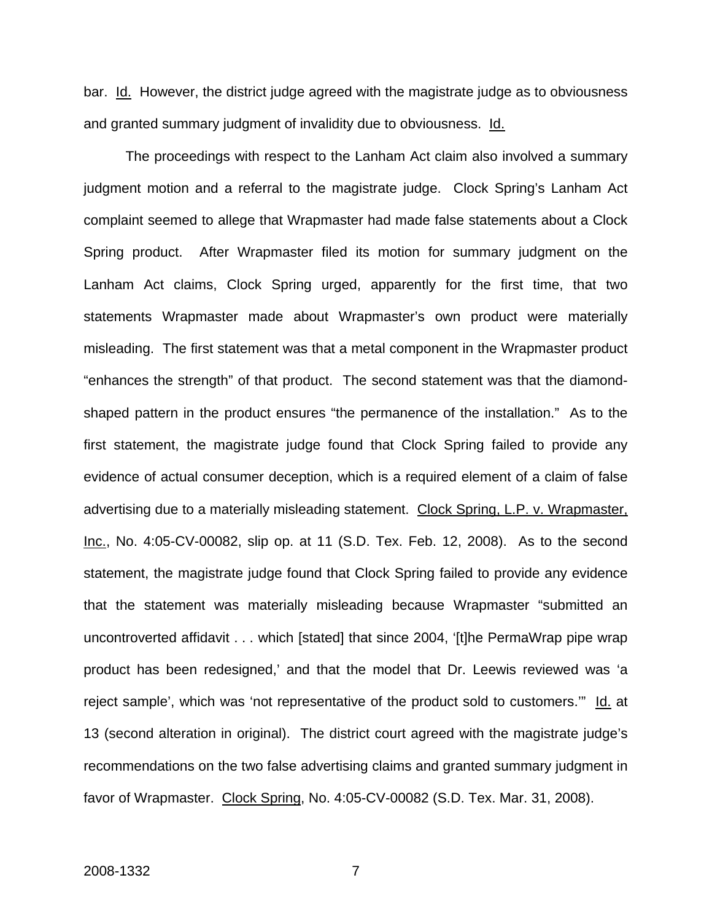bar. Id. However, the district judge agreed with the magistrate judge as to obviousness and granted summary judgment of invalidity due to obviousness. Id.

The proceedings with respect to the Lanham Act claim also involved a summary judgment motion and a referral to the magistrate judge. Clock Spring's Lanham Act complaint seemed to allege that Wrapmaster had made false statements about a Clock Spring product. After Wrapmaster filed its motion for summary judgment on the Lanham Act claims, Clock Spring urged, apparently for the first time, that two statements Wrapmaster made about Wrapmaster's own product were materially misleading. The first statement was that a metal component in the Wrapmaster product "enhances the strength" of that product. The second statement was that the diamond-shaped pattern in the product ensures "the permanence of the installation." As to the first statement, the magistrate judge found that Clock Spring failed to provide any evidence of actual consumer deception, which is a required element of a claim of false advertising due to a materially misleading statement. Clock Spring, L.P. v. Wrapmaster, Inc., No. 4:05-CV-00082, slip op. at 11 (S.D. Tex. Feb. 12, 2008). As to the second statement, the magistrate judge found that Clock Spring failed to provide any evidence that the statement was materially misleading because Wrapmaster "submitted an uncontroverted affidavit . . . which [stated] that since 2004, '[t]he PermaWrap pipe wrap product has been redesigned,' and that the model that Dr. Leewis reviewed was 'a reject sample', which was 'not representative of the product sold to customers.'" Id. at 13 (second alteration in original). The district court agreed with the magistrate judge's recommendations on the two false advertising claims and granted summary judgment in favor of Wrapmaster. Clock Spring, No. 4:05-CV-00082 (S.D. Tex. Mar. 31, 2008).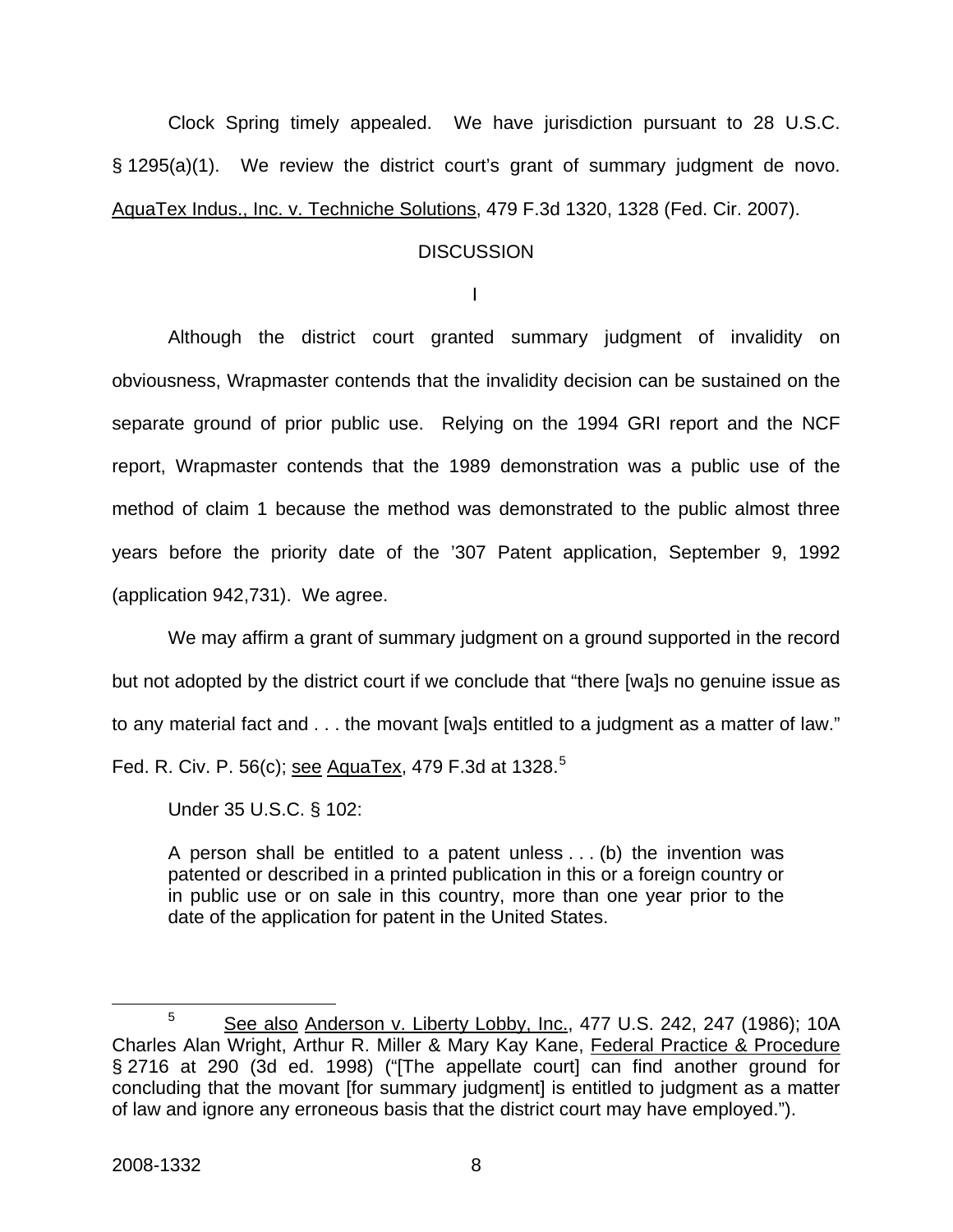Clock Spring timely appealed. We have jurisdiction pursuant to 28 U.S.C. § 1295(a)(1). We review the district court's grant of summary judgment de novo. AquaTex Indus., Inc. v. Techniche Solutions, 479 F.3d 1320, 1328 (Fed. Cir. 2007).

## DISCUSSION

### I

Although the district court granted summary judgment of invalidity on obviousness, Wrapmaster contends that the invalidity decision can be sustained on the separate ground of prior public use. Relying on the 1994 GRI report and the NCF report, Wrapmaster contends that the 1989 demonstration was a public use of the method of claim 1 because the method was demonstrated to the public almost three years before the priority date of the '307 Patent application, September 9, 1992 (application 942,731). We agree.

We may affirm a grant of summary judgment on a ground supported in the record but not adopted by the district court if we conclude that "there [wa]s no genuine issue as to any material fact and . . . the movant [wa]s entitled to a judgment as a matter of law." Fed. R. Civ. P. 56(c); see AquaTex, 479 F.3d at 1328.[5]

Under 35 U.S.C. § 102:

> A person shall be entitled to a patent unless . . . (b) the invention was patented or described in a printed publication in this or a foreign country or in public use or on sale in this country, more than one year prior to the date of the application for patent in the United States.

[5] See also Anderson v. Liberty Lobby, Inc., 477 U.S. 242, 247 (1986); 10A Charles Alan Wright, Arthur R. Miller & Mary Kay Kane, Federal Practice & Procedure § 2716 at 290 (3d ed. 1998) ("[The appellate court] can find another ground for concluding that the movant [for summary judgment] is entitled to judgment as a matter of law and ignore any erroneous basis that the district court may have employed.").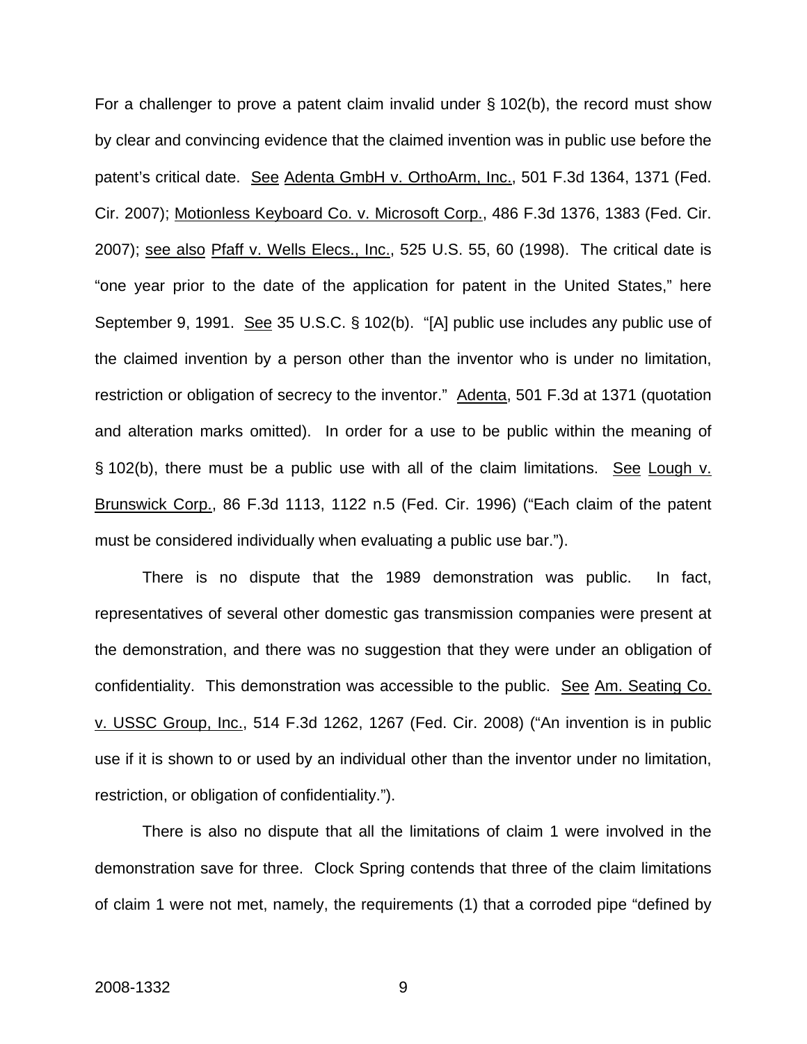For a challenger to prove a patent claim invalid under § 102(b), the record must show by clear and convincing evidence that the claimed invention was in public use before the patent's critical date. See Adenta GmbH v. OrthoArm, Inc., 501 F.3d 1364, 1371 (Fed. Cir. 2007); Motionless Keyboard Co. v. Microsoft Corp., 486 F.3d 1376, 1383 (Fed. Cir. 2007); see also Pfaff v. Wells Elecs., Inc., 525 U.S. 55, 60 (1998). The critical date is "one year prior to the date of the application for patent in the United States," here September 9, 1991. See 35 U.S.C. § 102(b). "[A] public use includes any public use of the claimed invention by a person other than the inventor who is under no limitation, restriction or obligation of secrecy to the inventor." Adenta, 501 F.3d at 1371 (quotation and alteration marks omitted). In order for a use to be public within the meaning of § 102(b), there must be a public use with all of the claim limitations. See Lough v. Brunswick Corp., 86 F.3d 1113, 1122 n.5 (Fed. Cir. 1996) ("Each claim of the patent must be considered individually when evaluating a public use bar.").

There is no dispute that the 1989 demonstration was public. In fact, representatives of several other domestic gas transmission companies were present at the demonstration, and there was no suggestion that they were under an obligation of confidentiality. This demonstration was accessible to the public. See Am. Seating Co. v. USSC Group, Inc., 514 F.3d 1262, 1267 (Fed. Cir. 2008) ("An invention is in public use if it is shown to or used by an individual other than the inventor under no limitation, restriction, or obligation of confidentiality.").

There is also no dispute that all the limitations of claim 1 were involved in the demonstration save for three. Clock Spring contends that three of the claim limitations of claim 1 were not met, namely, the requirements (1) that a corroded pipe "defined by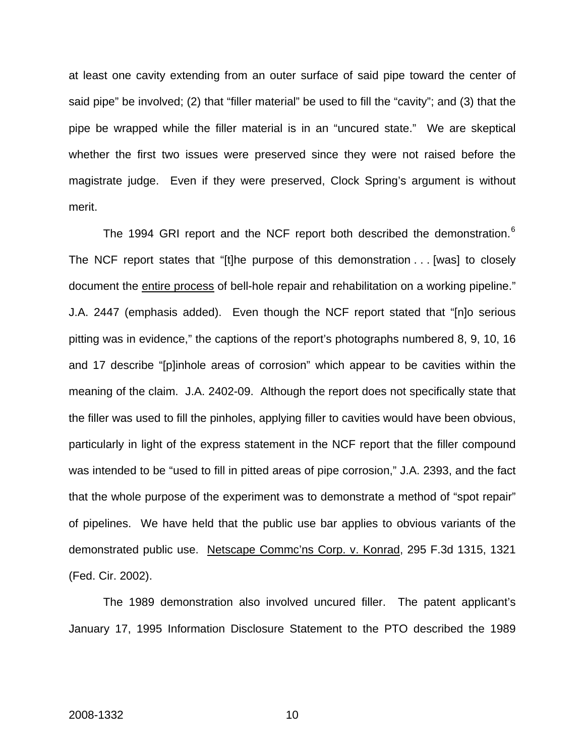at least one cavity extending from an outer surface of said pipe toward the center of said pipe" be involved; (2) that "filler material" be used to fill the "cavity"; and (3) that the pipe be wrapped while the filler material is in an "uncured state." We are skeptical whether the first two issues were preserved since they were not raised before the magistrate judge. Even if they were preserved, Clock Spring's argument is without merit.

The 1994 GRI report and the NCF report both described the demonstration.[6] The NCF report states that "[t]he purpose of this demonstration . . . [was] to closely document the <u>entire process</u> of bell-hole repair and rehabilitation on a working pipeline." J.A. 2447 (emphasis added). Even though the NCF report stated that "[n]o serious pitting was in evidence," the captions of the report's photographs numbered 8, 9, 10, 16 and 17 describe "[p]inhole areas of corrosion" which appear to be cavities within the meaning of the claim. J.A. 2402-09. Although the report does not specifically state that the filler was used to fill the pinholes, applying filler to cavities would have been obvious, particularly in light of the express statement in the NCF report that the filler compound was intended to be "used to fill in pitted areas of pipe corrosion," J.A. 2393, and the fact that the whole purpose of the experiment was to demonstrate a method of "spot repair" of pipelines. We have held that the public use bar applies to obvious variants of the demonstrated public use. <u>Netscape Commc'ns Corp. v. Konrad</u>, 295 F.3d 1315, 1321 (Fed. Cir. 2002).

The 1989 demonstration also involved uncured filler. The patent applicant's January 17, 1995 Information Disclosure Statement to the PTO described the 1989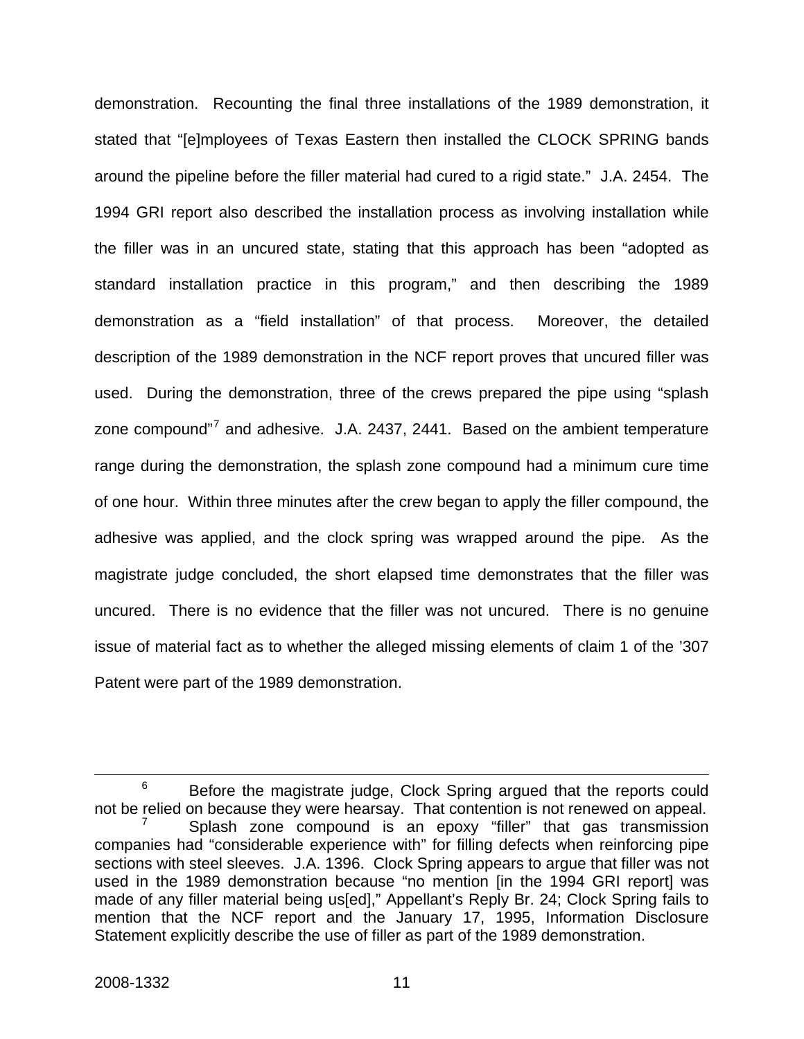demonstration. Recounting the final three installations of the 1989 demonstration, it stated that "[e]mployees of Texas Eastern then installed the CLOCK SPRING bands around the pipeline before the filler material had cured to a rigid state." J.A. 2454. The 1994 GRI report also described the installation process as involving installation while the filler was in an uncured state, stating that this approach has been "adopted as standard installation practice in this program," and then describing the 1989 demonstration as a "field installation" of that process. Moreover, the detailed description of the 1989 demonstration in the NCF report proves that uncured filler was used. During the demonstration, three of the crews prepared the pipe using "splash zone compound"[7] and adhesive. J.A. 2437, 2441. Based on the ambient temperature range during the demonstration, the splash zone compound had a minimum cure time of one hour. Within three minutes after the crew began to apply the filler compound, the adhesive was applied, and the clock spring was wrapped around the pipe. As the magistrate judge concluded, the short elapsed time demonstrates that the filler was uncured. There is no evidence that the filler was not uncured. There is no genuine issue of material fact as to whether the alleged missing elements of claim 1 of the '307 Patent were part of the 1989 demonstration.

---

[6] Before the magistrate judge, Clock Spring argued that the reports could not be relied on because they were hearsay. That contention is not renewed on appeal.

[7] Splash zone compound is an epoxy "filler" that gas transmission companies had "considerable experience with" for filling defects when reinforcing pipe sections with steel sleeves. J.A. 1396. Clock Spring appears to argue that filler was not used in the 1989 demonstration because "no mention [in the 1994 GRI report] was made of any filler material being us[ed]," Appellant's Reply Br. 24; Clock Spring fails to mention that the NCF report and the January 17, 1995, Information Disclosure Statement explicitly describe the use of filler as part of the 1989 demonstration.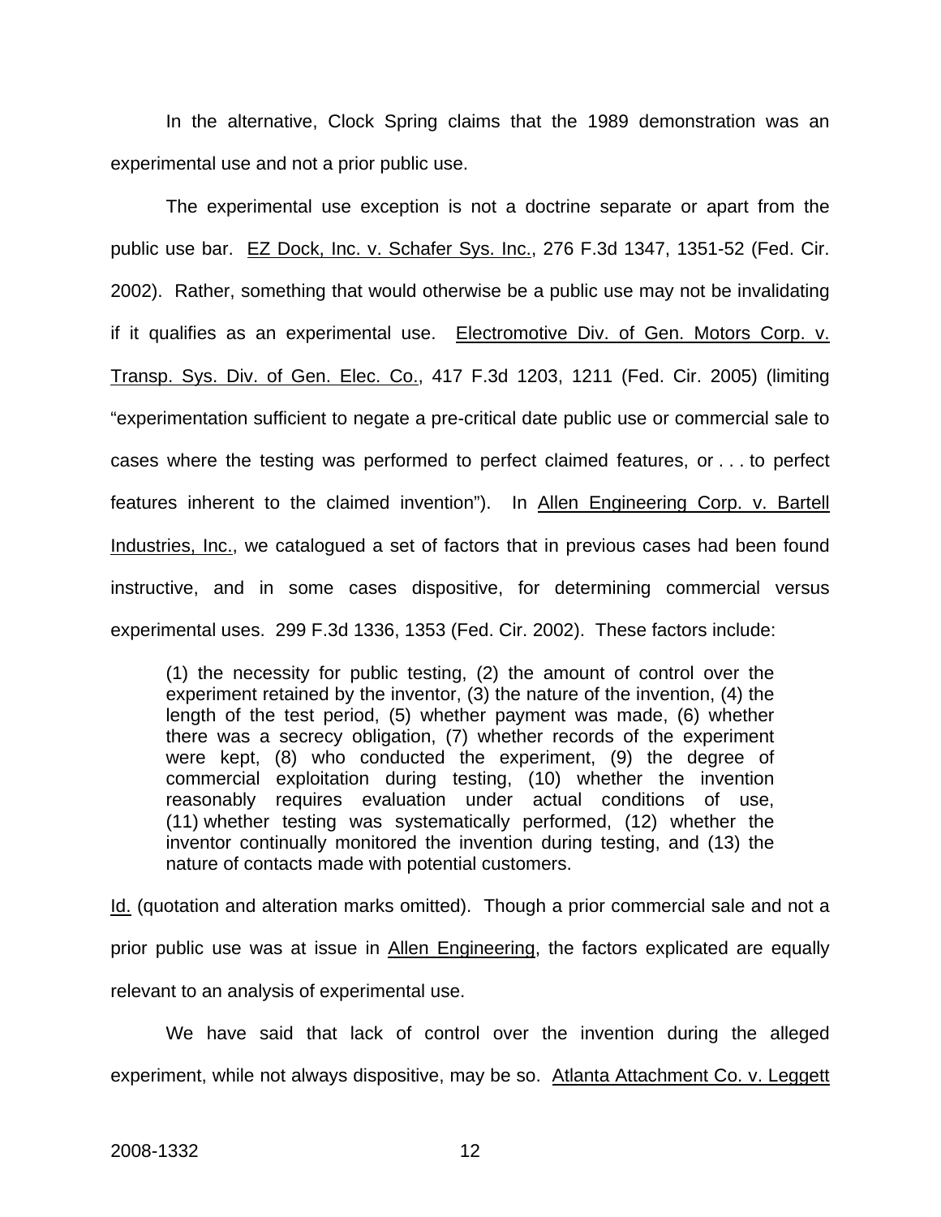In the alternative, Clock Spring claims that the 1989 demonstration was an experimental use and not a prior public use.

The experimental use exception is not a doctrine separate or apart from the public use bar. EZ Dock, Inc. v. Schafer Sys. Inc., 276 F.3d 1347, 1351-52 (Fed. Cir. 2002). Rather, something that would otherwise be a public use may not be invalidating if it qualifies as an experimental use. Electromotive Div. of Gen. Motors Corp. v. Transp. Sys. Div. of Gen. Elec. Co., 417 F.3d 1203, 1211 (Fed. Cir. 2005) (limiting "experimentation sufficient to negate a pre-critical date public use or commercial sale to cases where the testing was performed to perfect claimed features, or . . . to perfect features inherent to the claimed invention"). In Allen Engineering Corp. v. Bartell Industries, Inc., we catalogued a set of factors that in previous cases had been found instructive, and in some cases dispositive, for determining commercial versus experimental uses. 299 F.3d 1336, 1353 (Fed. Cir. 2002). These factors include:

> (1) the necessity for public testing, (2) the amount of control over the experiment retained by the inventor, (3) the nature of the invention, (4) the length of the test period, (5) whether payment was made, (6) whether there was a secrecy obligation, (7) whether records of the experiment were kept, (8) who conducted the experiment, (9) the degree of commercial exploitation during testing, (10) whether the invention reasonably requires evaluation under actual conditions of use, (11) whether testing was systematically performed, (12) whether the inventor continually monitored the invention during testing, and (13) the nature of contacts made with potential customers.

Id. (quotation and alteration marks omitted). Though a prior commercial sale and not a prior public use was at issue in Allen Engineering, the factors explicated are equally relevant to an analysis of experimental use.

We have said that lack of control over the invention during the alleged experiment, while not always dispositive, may be so. Atlanta Attachment Co. v. Leggett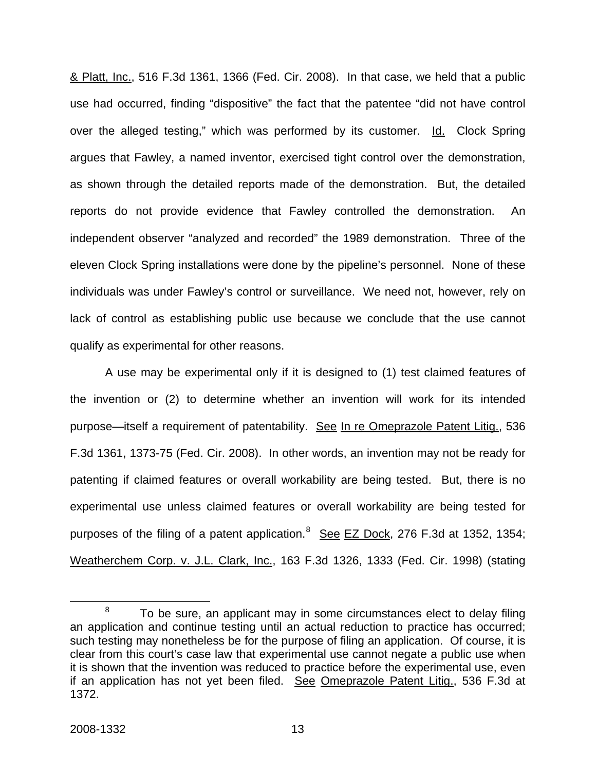& Platt, Inc., 516 F.3d 1361, 1366 (Fed. Cir. 2008). In that case, we held that a public use had occurred, finding "dispositive" the fact that the patentee "did not have control over the alleged testing," which was performed by its customer. Id. Clock Spring argues that Fawley, a named inventor, exercised tight control over the demonstration, as shown through the detailed reports made of the demonstration. But, the detailed reports do not provide evidence that Fawley controlled the demonstration. An independent observer "analyzed and recorded" the 1989 demonstration. Three of the eleven Clock Spring installations were done by the pipeline's personnel. None of these individuals was under Fawley's control or surveillance. We need not, however, rely on lack of control as establishing public use because we conclude that the use cannot qualify as experimental for other reasons.

A use may be experimental only if it is designed to (1) test claimed features of the invention or (2) to determine whether an invention will work for its intended purpose—itself a requirement of patentability. See In re Omeprazole Patent Litig., 536 F.3d 1361, 1373-75 (Fed. Cir. 2008). In other words, an invention may not be ready for patenting if claimed features or overall workability are being tested. But, there is no experimental use unless claimed features or overall workability are being tested for purposes of the filing of a patent application.[8] See EZ Dock, 276 F.3d at 1352, 1354; Weatherchem Corp. v. J.L. Clark, Inc., 163 F.3d 1326, 1333 (Fed. Cir. 1998) (stating

[8] To be sure, an applicant may in some circumstances elect to delay filing an application and continue testing until an actual reduction to practice has occurred; such testing may nonetheless be for the purpose of filing an application. Of course, it is clear from this court's case law that experimental use cannot negate a public use when it is shown that the invention was reduced to practice before the experimental use, even if an application has not yet been filed. See Omeprazole Patent Litig., 536 F.3d at 1372.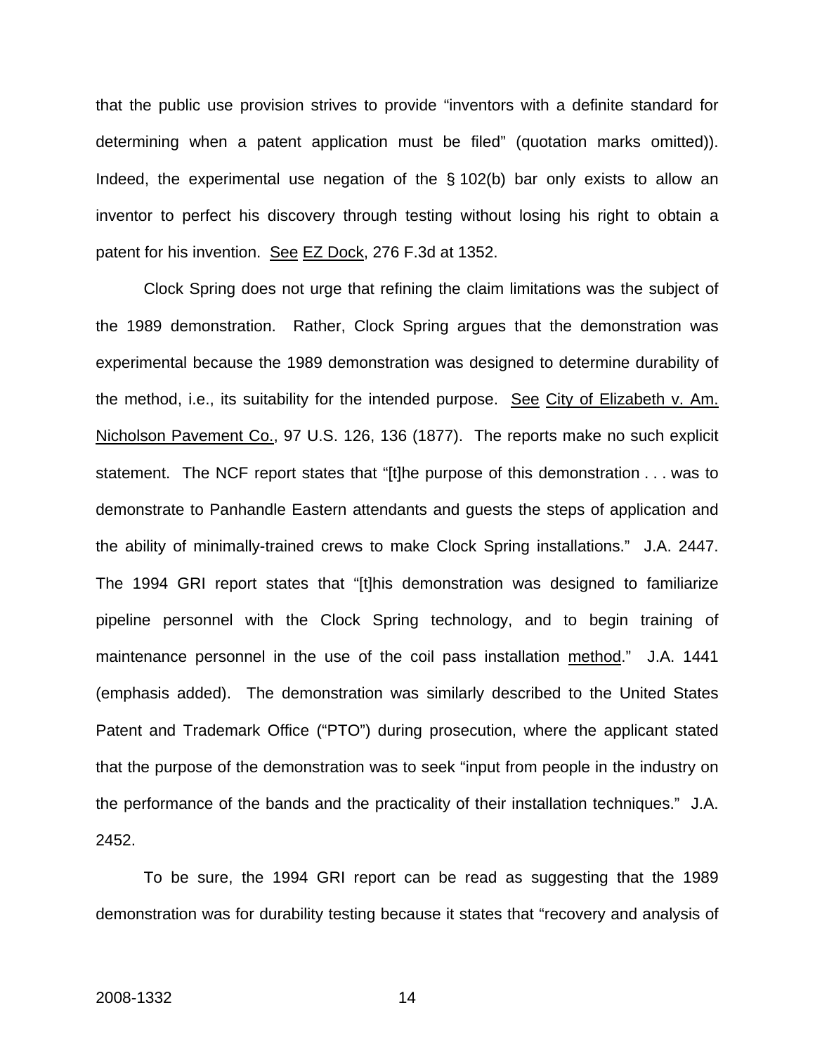that the public use provision strives to provide "inventors with a definite standard for determining when a patent application must be filed" (quotation marks omitted)). Indeed, the experimental use negation of the § 102(b) bar only exists to allow an inventor to perfect his discovery through testing without losing his right to obtain a patent for his invention. See EZ Dock, 276 F.3d at 1352.

Clock Spring does not urge that refining the claim limitations was the subject of the 1989 demonstration. Rather, Clock Spring argues that the demonstration was experimental because the 1989 demonstration was designed to determine durability of the method, i.e., its suitability for the intended purpose. See City of Elizabeth v. Am. Nicholson Pavement Co., 97 U.S. 126, 136 (1877). The reports make no such explicit statement. The NCF report states that "[t]he purpose of this demonstration . . . was to demonstrate to Panhandle Eastern attendants and guests the steps of application and the ability of minimally-trained crews to make Clock Spring installations." J.A. 2447. The 1994 GRI report states that "[t]his demonstration was designed to familiarize pipeline personnel with the Clock Spring technology, and to begin training of maintenance personnel in the use of the coil pass installation method." J.A. 1441 (emphasis added). The demonstration was similarly described to the United States Patent and Trademark Office ("PTO") during prosecution, where the applicant stated that the purpose of the demonstration was to seek "input from people in the industry on the performance of the bands and the practicality of their installation techniques." J.A. 2452.

To be sure, the 1994 GRI report can be read as suggesting that the 1989 demonstration was for durability testing because it states that "recovery and analysis of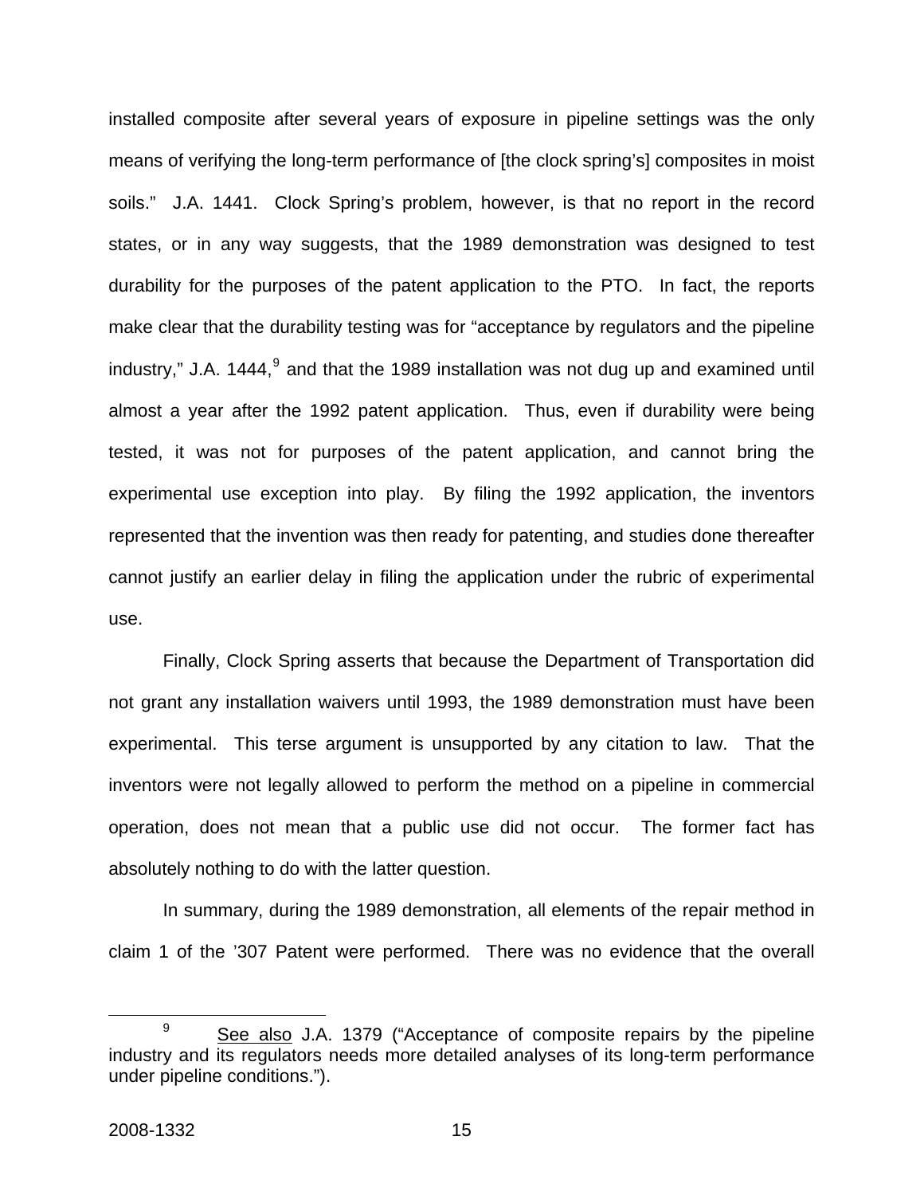installed composite after several years of exposure in pipeline settings was the only means of verifying the long-term performance of [the clock spring's] composites in moist soils." J.A. 1441. Clock Spring's problem, however, is that no report in the record states, or in any way suggests, that the 1989 demonstration was designed to test durability for the purposes of the patent application to the PTO. In fact, the reports make clear that the durability testing was for "acceptance by regulators and the pipeline industry," J.A. 1444,[9] and that the 1989 installation was not dug up and examined until almost a year after the 1992 patent application. Thus, even if durability were being tested, it was not for purposes of the patent application, and cannot bring the experimental use exception into play. By filing the 1992 application, the inventors represented that the invention was then ready for patenting, and studies done thereafter cannot justify an earlier delay in filing the application under the rubric of experimental use.

Finally, Clock Spring asserts that because the Department of Transportation did not grant any installation waivers until 1993, the 1989 demonstration must have been experimental. This terse argument is unsupported by any citation to law. That the inventors were not legally allowed to perform the method on a pipeline in commercial operation, does not mean that a public use did not occur. The former fact has absolutely nothing to do with the latter question.

In summary, during the 1989 demonstration, all elements of the repair method in claim 1 of the '307 Patent were performed. There was no evidence that the overall

[9] See also J.A. 1379 ("Acceptance of composite repairs by the pipeline industry and its regulators needs more detailed analyses of its long-term performance under pipeline conditions.").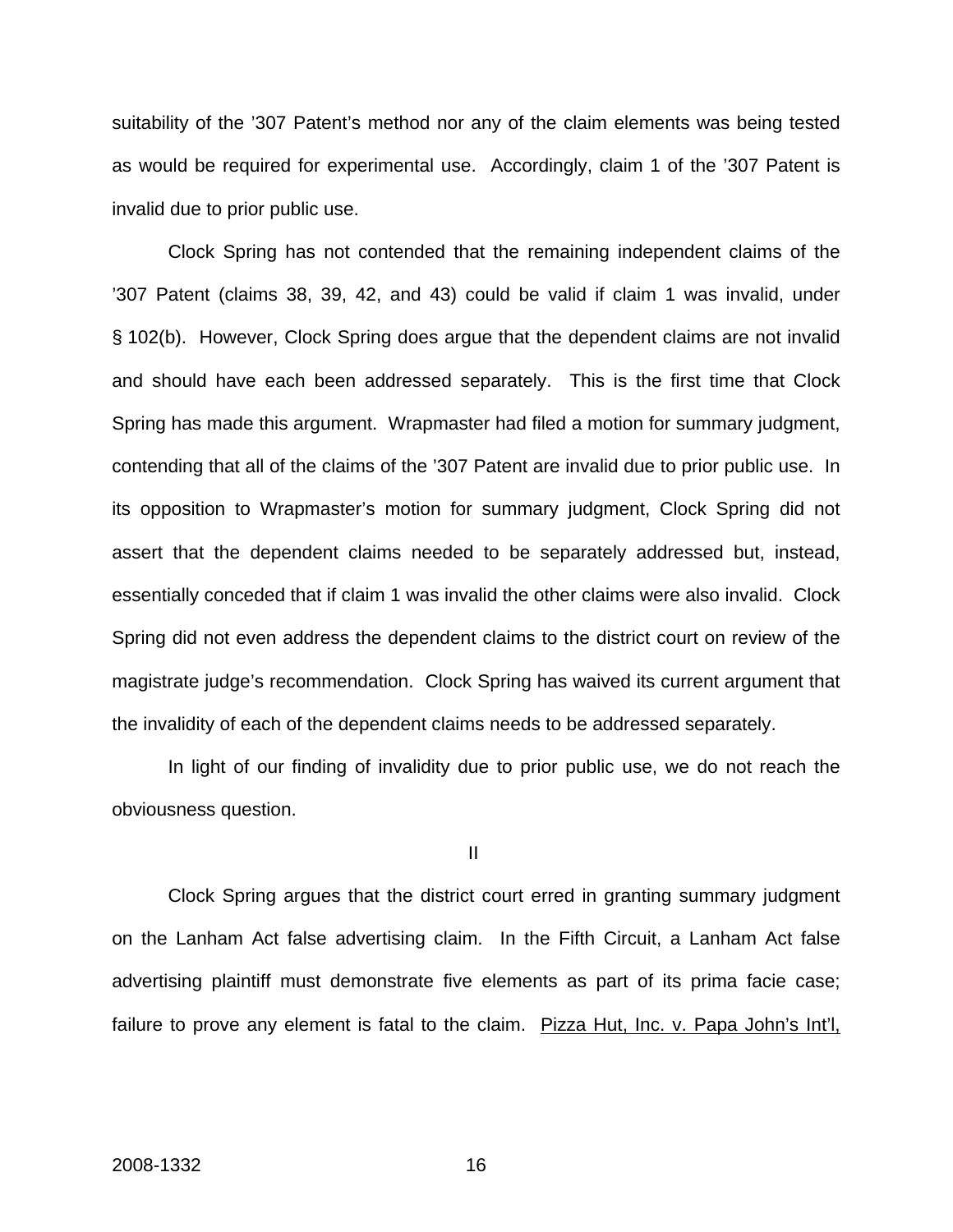suitability of the '307 Patent's method nor any of the claim elements was being tested as would be required for experimental use. Accordingly, claim 1 of the '307 Patent is invalid due to prior public use.

Clock Spring has not contended that the remaining independent claims of the '307 Patent (claims 38, 39, 42, and 43) could be valid if claim 1 was invalid, under § 102(b). However, Clock Spring does argue that the dependent claims are not invalid and should have each been addressed separately. This is the first time that Clock Spring has made this argument. Wrapmaster had filed a motion for summary judgment, contending that all of the claims of the '307 Patent are invalid due to prior public use. In its opposition to Wrapmaster's motion for summary judgment, Clock Spring did not assert that the dependent claims needed to be separately addressed but, instead, essentially conceded that if claim 1 was invalid the other claims were also invalid. Clock Spring did not even address the dependent claims to the district court on review of the magistrate judge's recommendation. Clock Spring has waived its current argument that the invalidity of each of the dependent claims needs to be addressed separately.

In light of our finding of invalidity due to prior public use, we do not reach the obviousness question.

## II

Clock Spring argues that the district court erred in granting summary judgment on the Lanham Act false advertising claim. In the Fifth Circuit, a Lanham Act false advertising plaintiff must demonstrate five elements as part of its prima facie case; failure to prove any element is fatal to the claim. Pizza Hut, Inc. v. Papa John's Int'l,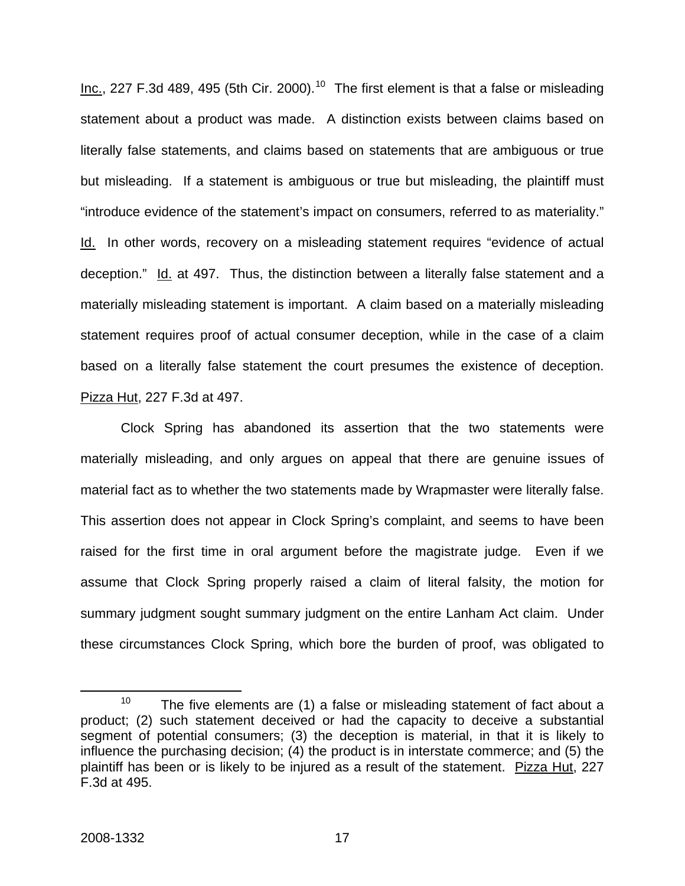Inc., 227 F.3d 489, 495 (5th Cir. 2000).[10] The first element is that a false or misleading statement about a product was made. A distinction exists between claims based on literally false statements, and claims based on statements that are ambiguous or true but misleading. If a statement is ambiguous or true but misleading, the plaintiff must "introduce evidence of the statement's impact on consumers, referred to as materiality." Id. In other words, recovery on a misleading statement requires "evidence of actual deception." Id. at 497. Thus, the distinction between a literally false statement and a materially misleading statement is important. A claim based on a materially misleading statement requires proof of actual consumer deception, while in the case of a claim based on a literally false statement the court presumes the existence of deception. Pizza Hut, 227 F.3d at 497.

Clock Spring has abandoned its assertion that the two statements were materially misleading, and only argues on appeal that there are genuine issues of material fact as to whether the two statements made by Wrapmaster were literally false. This assertion does not appear in Clock Spring's complaint, and seems to have been raised for the first time in oral argument before the magistrate judge. Even if we assume that Clock Spring properly raised a claim of literal falsity, the motion for summary judgment sought summary judgment on the entire Lanham Act claim. Under these circumstances Clock Spring, which bore the burden of proof, was obligated to

[10] The five elements are (1) a false or misleading statement of fact about a product; (2) such statement deceived or had the capacity to deceive a substantial segment of potential consumers; (3) the deception is material, in that it is likely to influence the purchasing decision; (4) the product is in interstate commerce; and (5) the plaintiff has been or is likely to be injured as a result of the statement. Pizza Hut, 227 F.3d at 495.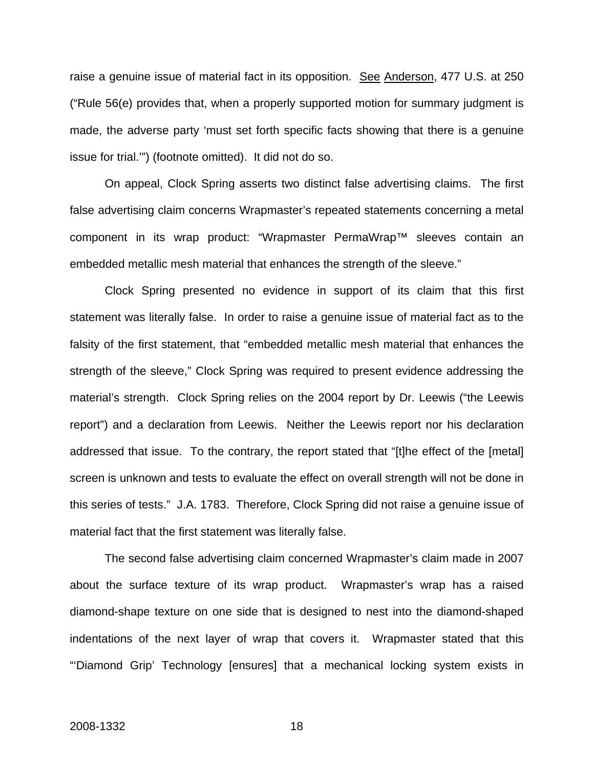raise a genuine issue of material fact in its opposition. See Anderson, 477 U.S. at 250 ("Rule 56(e) provides that, when a properly supported motion for summary judgment is made, the adverse party 'must set forth specific facts showing that there is a genuine issue for trial.'") (footnote omitted). It did not do so.

On appeal, Clock Spring asserts two distinct false advertising claims. The first false advertising claim concerns Wrapmaster's repeated statements concerning a metal component in its wrap product: "Wrapmaster PermaWrap™ sleeves contain an embedded metallic mesh material that enhances the strength of the sleeve."

Clock Spring presented no evidence in support of its claim that this first statement was literally false. In order to raise a genuine issue of material fact as to the falsity of the first statement, that "embedded metallic mesh material that enhances the strength of the sleeve," Clock Spring was required to present evidence addressing the material's strength. Clock Spring relies on the 2004 report by Dr. Leewis ("the Leewis report") and a declaration from Leewis. Neither the Leewis report nor his declaration addressed that issue. To the contrary, the report stated that "[t]he effect of the [metal] screen is unknown and tests to evaluate the effect on overall strength will not be done in this series of tests." J.A. 1783. Therefore, Clock Spring did not raise a genuine issue of material fact that the first statement was literally false.

The second false advertising claim concerned Wrapmaster's claim made in 2007 about the surface texture of its wrap product. Wrapmaster's wrap has a raised diamond-shape texture on one side that is designed to nest into the diamond-shaped indentations of the next layer of wrap that covers it. Wrapmaster stated that this "'Diamond Grip' Technology [ensures] that a mechanical locking system exists in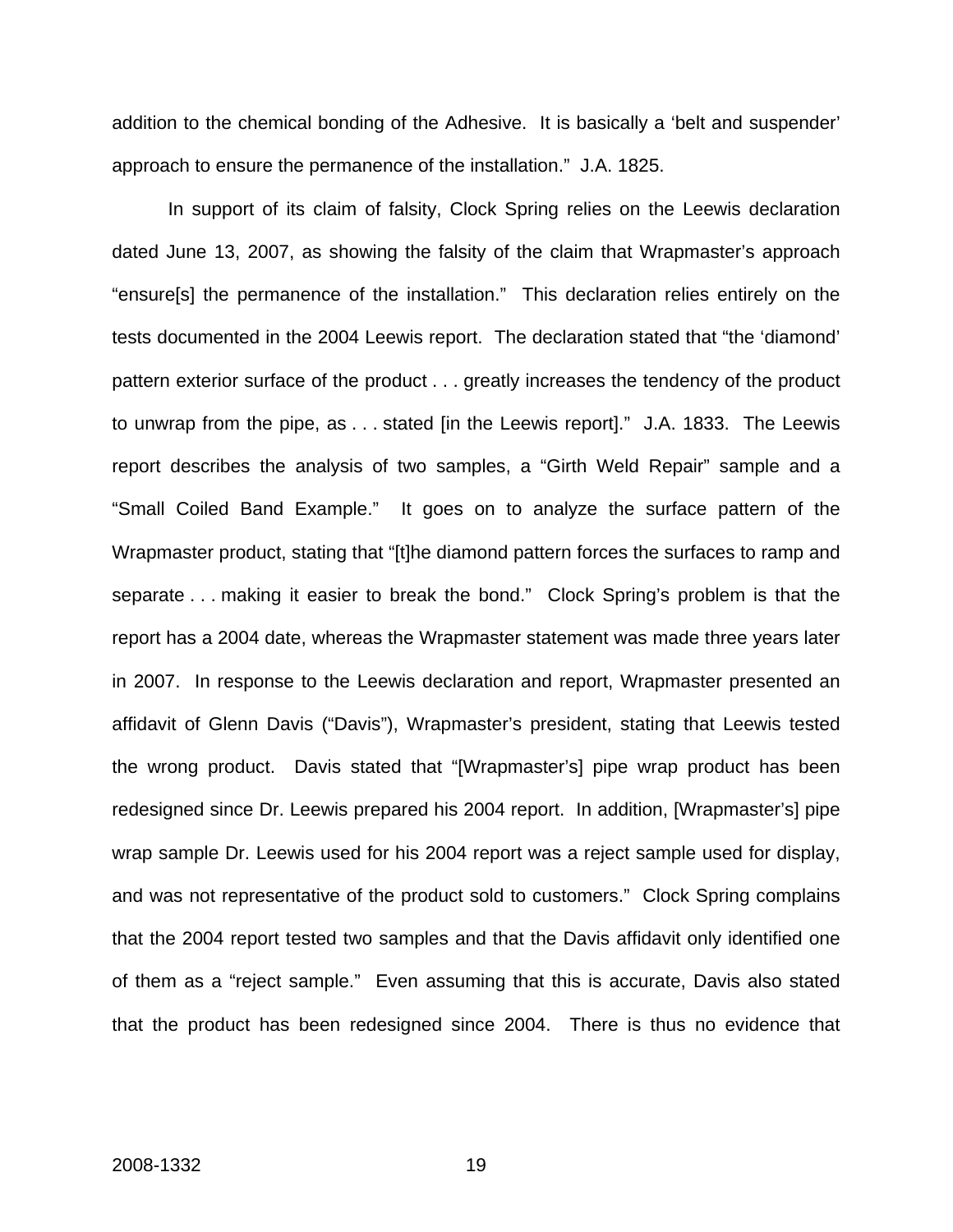addition to the chemical bonding of the Adhesive. It is basically a 'belt and suspender' approach to ensure the permanence of the installation." J.A. 1825.

In support of its claim of falsity, Clock Spring relies on the Leewis declaration dated June 13, 2007, as showing the falsity of the claim that Wrapmaster's approach "ensure[s] the permanence of the installation." This declaration relies entirely on the tests documented in the 2004 Leewis report. The declaration stated that "the 'diamond' pattern exterior surface of the product . . . greatly increases the tendency of the product to unwrap from the pipe, as . . . stated [in the Leewis report]." J.A. 1833. The Leewis report describes the analysis of two samples, a "Girth Weld Repair" sample and a "Small Coiled Band Example." It goes on to analyze the surface pattern of the Wrapmaster product, stating that "[t]he diamond pattern forces the surfaces to ramp and separate . . . making it easier to break the bond." Clock Spring's problem is that the report has a 2004 date, whereas the Wrapmaster statement was made three years later in 2007. In response to the Leewis declaration and report, Wrapmaster presented an affidavit of Glenn Davis ("Davis"), Wrapmaster's president, stating that Leewis tested the wrong product. Davis stated that "[Wrapmaster's] pipe wrap product has been redesigned since Dr. Leewis prepared his 2004 report. In addition, [Wrapmaster's] pipe wrap sample Dr. Leewis used for his 2004 report was a reject sample used for display, and was not representative of the product sold to customers." Clock Spring complains that the 2004 report tested two samples and that the Davis affidavit only identified one of them as a "reject sample." Even assuming that this is accurate, Davis also stated that the product has been redesigned since 2004. There is thus no evidence that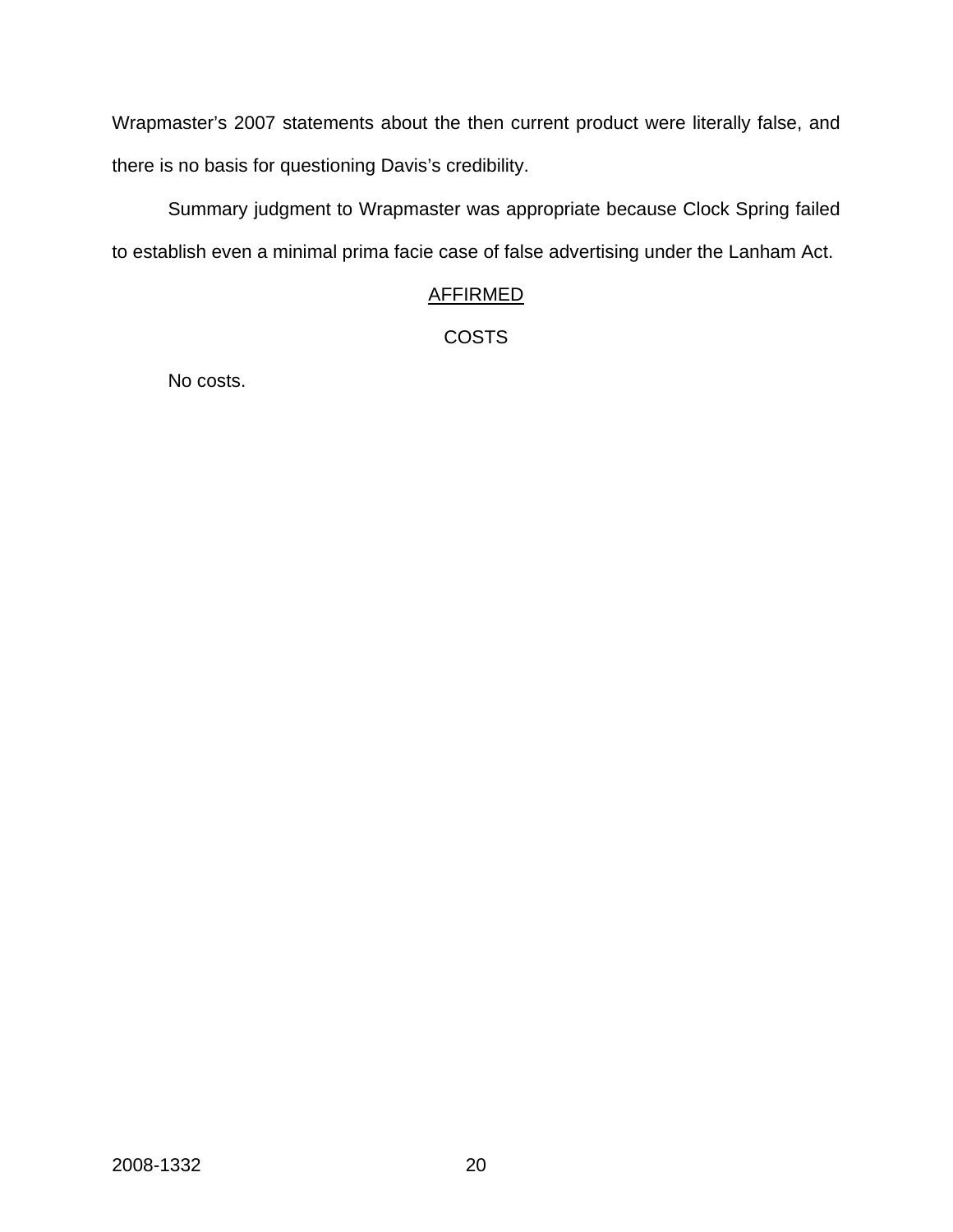Wrapmaster's 2007 statements about the then current product were literally false, and there is no basis for questioning Davis's credibility.

Summary judgment to Wrapmaster was appropriate because Clock Spring failed to establish even a minimal prima facie case of false advertising under the Lanham Act.

<u>AFFIRMED</u>

COSTS

No costs.